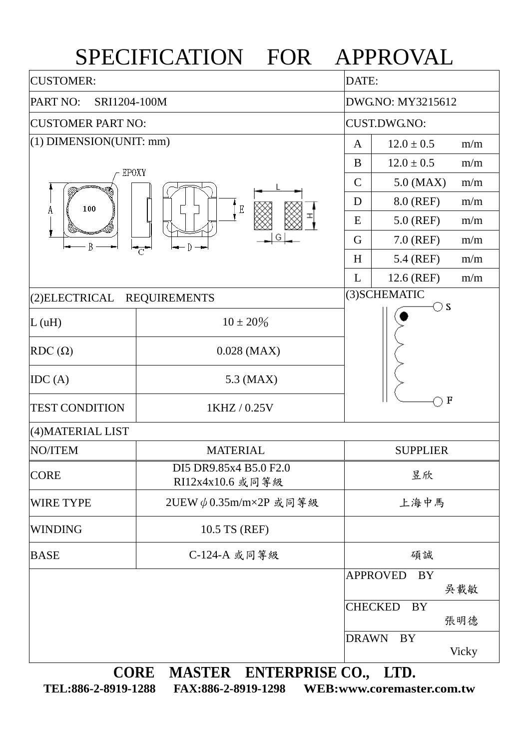# SPECIFICATION FOR APPROVAL

| | |
|---|---|
| CUSTOMER: | DATE: |
| PART NO: SRI1204-100M | DWG.NO: MY3215612 |
| CUSTOMER PART NO: | CUST.DWG.NO: |

## (1) DIMENSION(UNIT: mm)

| | | |
|---|---|---|
| A | 12.0 ± 0.5 | m/m |
| B | 12.0 ± 0.5 | m/m |
| C | 5.0 (MAX) | m/m |
| D | 8.0 (REF) | m/m |
| E | 5.0 (REF) | m/m |
| G | 7.0 (REF) | m/m |
| H | 5.4 (REF) | m/m |
| L | 12.6 (REF) | m/m |

## (2)ELECTRICAL REQUIREMENTS

| | |
|---|---|
| L (uH) | 10 ± 20% |
| RDC (Ω) | 0.028 (MAX) |
| IDC (A) | 5.3 (MAX) |
| TEST CONDITION | 1KHZ / 0.25V |

## (3)SCHEMATIC

S

F

## (4)MATERIAL LIST

| NO/ITEM | MATERIAL | SUPPLIER |
|---|---|---|
| CORE | DI5 DR9.85x4 B5.0 F2.0 RI12x4x10.6 或同等級 | 昱欣 |
| WIRE TYPE | 2UEW $\phi$0.35m/m×2P 或同等級 | 上海中馬 |
| WINDING | 10.5 TS (REF) | |
| BASE | C-124-A 或同等級 | 碩誠 |

| | |
|---|---|
| APPROVED BY | 吳載敏 |
| CHECKED BY | 張明德 |
| DRAWN BY | Vicky |

**CORE MASTER ENTERPRISE CO., LTD.**

**TEL:886-2-8919-1288 FAX:886-2-8919-1298 WEB:www.coremaster.com.tw**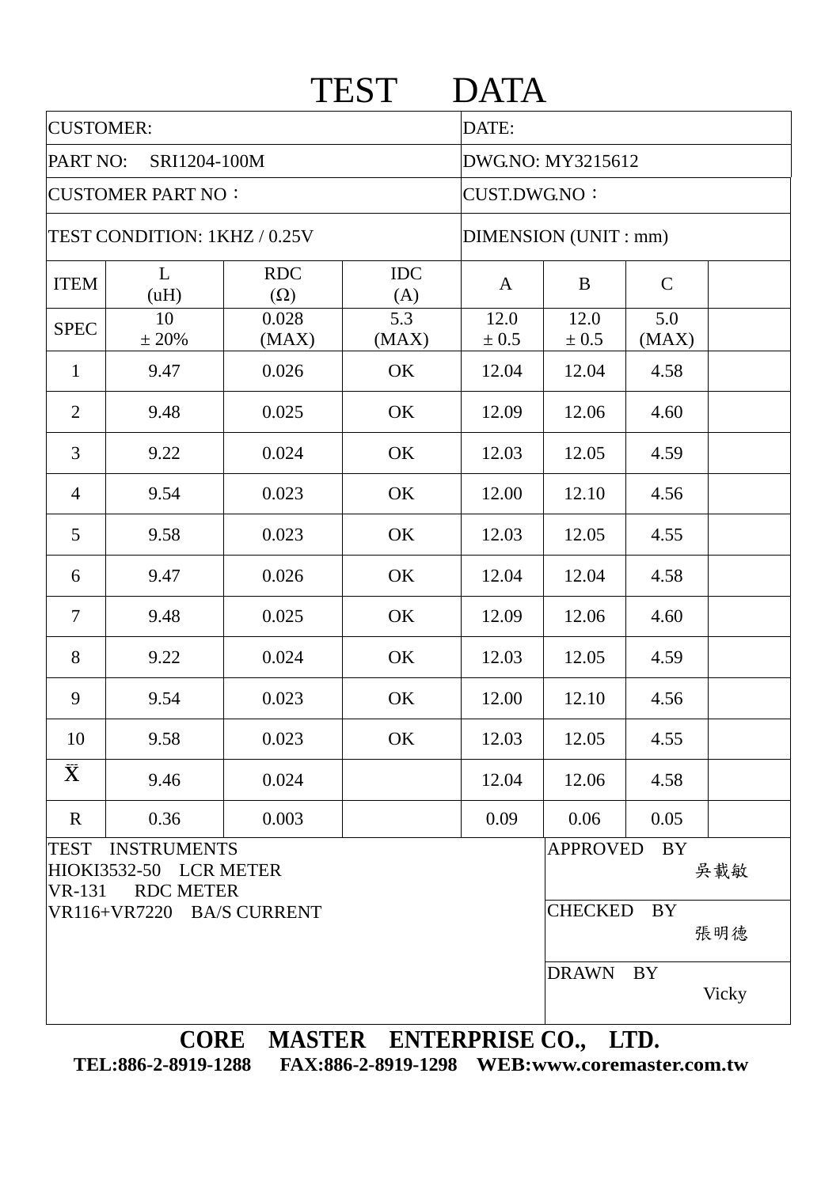# TEST DATA

| CUSTOMER: | | | | DATE: | | | |
|---|---|---|---|---|---|---|---|
| PART NO: SRI1204-100M | | | | DWG.NO: MY3215612 | | | |
| CUSTOMER PART NO： | | | | CUST.DWG.NO： | | | |
| TEST CONDITION: 1KHZ / 0.25V | | | | DIMENSION (UNIT : mm) | | | |
| ITEM | L (uH) | RDC (Ω) | IDC (A) | A | B | C | |
| SPEC | 10 ± 20% | 0.028 (MAX) | 5.3 (MAX) | 12.0 ± 0.5 | 12.0 ± 0.5 | 5.0 (MAX) | |
| 1 | 9.47 | 0.026 | OK | 12.04 | 12.04 | 4.58 | |
| 2 | 9.48 | 0.025 | OK | 12.09 | 12.06 | 4.60 | |
| 3 | 9.22 | 0.024 | OK | 12.03 | 12.05 | 4.59 | |
| 4 | 9.54 | 0.023 | OK | 12.00 | 12.10 | 4.56 | |
| 5 | 9.58 | 0.023 | OK | 12.03 | 12.05 | 4.55 | |
| 6 | 9.47 | 0.026 | OK | 12.04 | 12.04 | 4.58 | |
| 7 | 9.48 | 0.025 | OK | 12.09 | 12.06 | 4.60 | |
| 8 | 9.22 | 0.024 | OK | 12.03 | 12.05 | 4.59 | |
| 9 | 9.54 | 0.023 | OK | 12.00 | 12.10 | 4.56 | |
| 10 | 9.58 | 0.023 | OK | 12.03 | 12.05 | 4.55 | |
| $\bar{\bar{X}}$ | 9.46 | 0.024 | | 12.04 | 12.06 | 4.58 | |
| R | 0.36 | 0.003 | | 0.09 | 0.06 | 0.05 | |

| TEST INSTRUMENTS | |
|---|---|
| HIOKI3532-50 LCR METER<br>VR-131 RDC METER<br>VR116+VR7220 BA/S CURRENT | APPROVED BY 吳載敏 |
| | CHECKED BY 張明德 |
| | DRAWN BY Vicky |

**CORE MASTER ENTERPRISE CO., LTD.**

**TEL:886-2-8919-1288 FAX:886-2-8919-1298 WEB:www.coremaster.com.tw**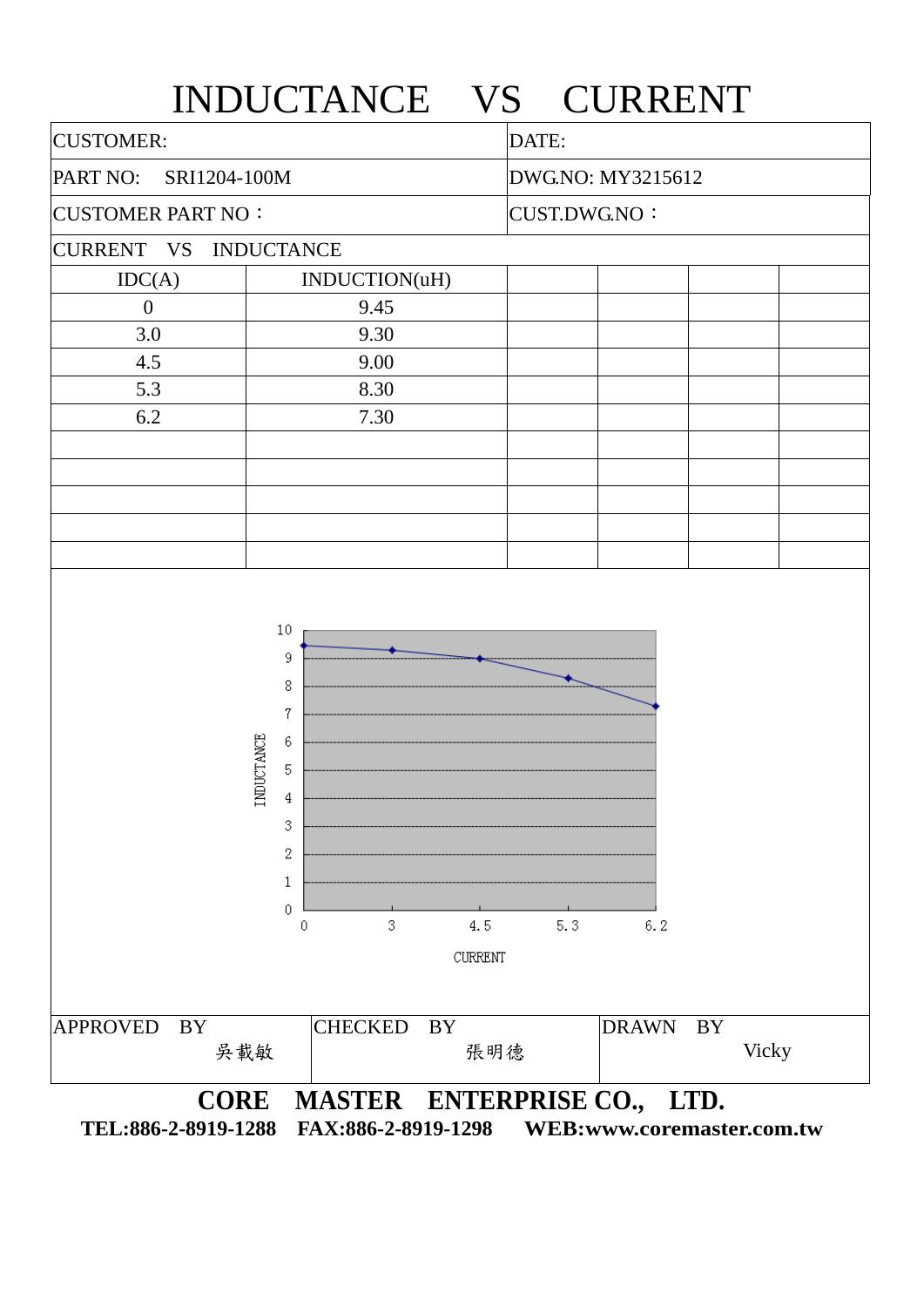# INDUCTANCE VS CURRENT

| | |
|---|---|
| CUSTOMER: | DATE: |
| PART NO: SRI1204-100M | DWG.NO: MY3215612 |
| CUSTOMER PART NO： | CUST.DWG.NO： |

CURRENT VS INDUCTANCE

| IDC(A) | INDUCTION(uH) | | | | |
|---|---|---|---|---|---|
| 0 | 9.45 | | | | |
| 3.0 | 9.30 | | | | |
| 4.5 | 9.00 | | | | |
| 5.3 | 8.30 | | | | |
| 6.2 | 7.30 | | | | |
| | | | | | |
| | | | | | |
| | | | | | |
| | | | | | |
| | | | | | |

INDUCTANCE

10
9
8
7
6
5
4
3
2
1
0

0 3 4.5 5.3 6.2

CURRENT

| APPROVED BY | CHECKED BY | DRAWN BY |
|---|---|---|
| 吳載敏 | 張明德 | Vicky |

**CORE MASTER ENTERPRISE CO., LTD.**

**TEL:886-2-8919-1288 FAX:886-2-8919-1298 WEB:www.coremaster.com.tw**